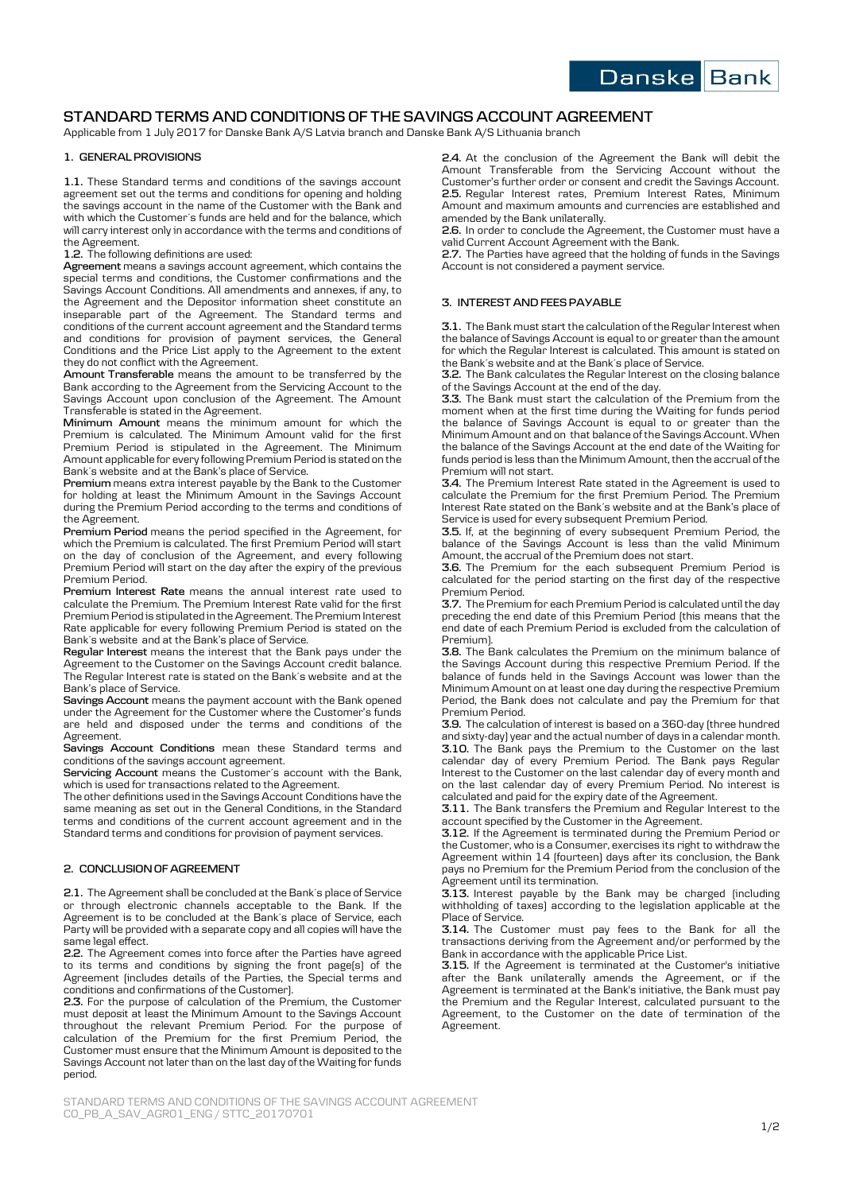# STANDARD TERMS AND CONDITIONS OF THE SAVINGS ACCOUNT AGREEMENT

Applicable from 1 July 2017 for Danske Bank A/S Latvia branch and Danske Bank A/S Lithuania branch

## 1. GENERAL PROVISIONS

**1.1.** These Standard terms and conditions of the savings account agreement set out the terms and conditions for opening and holding the savings account in the name of the Customer with the Bank and with which the Customer´s funds are held and for the balance, which will carry interest only in accordance with the terms and conditions of the Agreement.

**1.2.** The following definitions are used:

**Agreement** means a savings account agreement, which contains the special terms and conditions, the Customer confirmations and the Savings Account Conditions. All amendments and annexes, if any, to the Agreement and the Depositor information sheet constitute an inseparable part of the Agreement. The Standard terms and conditions of the current account agreement and the Standard terms and conditions for provision of payment services, the General Conditions and the Price List apply to the Agreement to the extent they do not conflict with the Agreement.

**Amount Transferable** means the amount to be transferred by the Bank according to the Agreement from the Servicing Account to the Savings Account upon conclusion of the Agreement. The Amount Transferable is stated in the Agreement.

**Minimum Amount** means the minimum amount for which the Premium is calculated. The Minimum Amount valid for the first Premium Period is stipulated in the Agreement. The Minimum Amount applicable for every following Premium Period is stated on the Bank´s website and at the Bank's place of Service.

**Premium** means extra interest payable by the Bank to the Customer for holding at least the Minimum Amount in the Savings Account during the Premium Period according to the terms and conditions of the Agreement.

**Premium Period** means the period specified in the Agreement, for which the Premium is calculated. The first Premium Period will start on the day of conclusion of the Agreement, and every following Premium Period will start on the day after the expiry of the previous Premium Period.

**Premium Interest Rate** means the annual interest rate used to calculate the Premium. The Premium Interest Rate valid for the first Premium Period is stipulated in the Agreement. The Premium Interest Rate applicable for every following Premium Period is stated on the Bank´s website and at the Bank's place of Service.

**Regular Interest** means the interest that the Bank pays under the Agreement to the Customer on the Savings Account credit balance. The Regular Interest rate is stated on the Bank´s website and at the Bank's place of Service.

**Savings Account** means the payment account with the Bank opened under the Agreement for the Customer where the Customer's funds are held and disposed under the terms and conditions of the Agreement.

**Savings Account Conditions** mean these Standard terms and conditions of the savings account agreement.

**Servicing Account** means the Customer´s account with the Bank, which is used for transactions related to the Agreement.

The other definitions used in the Savings Account Conditions have the same meaning as set out in the General Conditions, in the Standard terms and conditions of the current account agreement and in the Standard terms and conditions for provision of payment services.

## 2. CONCLUSION OF AGREEMENT

**2.1.** The Agreement shall be concluded at the Bank´s place of Service or through electronic channels acceptable to the Bank. If the Agreement is to be concluded at the Bank´s place of Service, each Party will be provided with a separate copy and all copies will have the same legal effect.

**2.2.** The Agreement comes into force after the Parties have agreed to its terms and conditions by signing the front page(s) of the Agreement (includes details of the Parties, the Special terms and conditions and confirmations of the Customer).

**2.3.** For the purpose of calculation of the Premium, the Customer must deposit at least the Minimum Amount to the Savings Account throughout the relevant Premium Period. For the purpose of calculation of the Premium for the first Premium Period, the Customer must ensure that the Minimum Amount is deposited to the Savings Account not later than on the last day of the Waiting for funds period.

**2.4.** At the conclusion of the Agreement the Bank will debit the Amount Transferable from the Servicing Account without the Customer's further order or consent and credit the Savings Account.

**2.5.** Regular Interest rates, Premium Interest Rates, Minimum Amount and maximum amounts and currencies are established and amended by the Bank unilaterally.

**2.6.** In order to conclude the Agreement, the Customer must have a valid Current Account Agreement with the Bank.

**2.7.** The Parties have agreed that the holding of funds in the Savings Account is not considered a payment service.

## 3. INTEREST AND FEES PAYABLE

**3.1.** The Bank must start the calculation of the Regular Interest when the balance of Savings Account is equal to or greater than the amount for which the Regular Interest is calculated. This amount is stated on the Bank´s website and at the Bank´s place of Service.

**3.2.** The Bank calculates the Regular Interest on the closing balance of the Savings Account at the end of the day.

**3.3.** The Bank must start the calculation of the Premium from the moment when at the first time during the Waiting for funds period the balance of Savings Account is equal to or greater than the Minimum Amount and on that balance of the Savings Account. When the balance of the Savings Account at the end date of the Waiting for funds period is less than the Minimum Amount, then the accrual of the Premium will not start.

**3.4.** The Premium Interest Rate stated in the Agreement is used to calculate the Premium for the first Premium Period. The Premium Interest Rate stated on the Bank´s website and at the Bank's place of Service is used for every subsequent Premium Period.

**3.5.** If, at the beginning of every subsequent Premium Period, the balance of the Savings Account is less than the valid Minimum Amount, the accrual of the Premium does not start.

**3.6.** The Premium for the each subsequent Premium Period is calculated for the period starting on the first day of the respective Premium Period.

**3.7.** The Premium for each Premium Period is calculated until the day preceding the end date of this Premium Period (this means that the end date of each Premium Period is excluded from the calculation of Premium).

**3.8.** The Bank calculates the Premium on the minimum balance of the Savings Account during this respective Premium Period. If the balance of funds held in the Savings Account was lower than the Minimum Amount on at least one day during the respective Premium Period, the Bank does not calculate and pay the Premium for that Premium Period.

**3.9.** The calculation of interest is based on a 360-day (three hundred and sixty-day) year and the actual number of days in a calendar month.

**3.10.** The Bank pays the Premium to the Customer on the last calendar day of every Premium Period. The Bank pays Regular Interest to the Customer on the last calendar day of every month and on the last calendar day of every Premium Period. No interest is calculated and paid for the expiry date of the Agreement.

**3.11.** The Bank transfers the Premium and Regular Interest to the account specified by the Customer in the Agreement.

**3.12.** If the Agreement is terminated during the Premium Period or the Customer, who is a Consumer, exercises its right to withdraw the Agreement within 14 (fourteen) days after its conclusion, the Bank pays no Premium for the Premium Period from the conclusion of the Agreement until its termination.

**3.13.** Interest payable by the Bank may be charged (including withholding of taxes) according to the legislation applicable at the Place of Service.

**3.14.** The Customer must pay fees to the Bank for all the transactions deriving from the Agreement and/or performed by the Bank in accordance with the applicable Price List.

**3.15.** If the Agreement is terminated at the Customer's initiative after the Bank unilaterally amends the Agreement, or if the Agreement is terminated at the Bank's initiative, the Bank must pay the Premium and the Regular Interest, calculated pursuant to the Agreement, to the Customer on the date of termination of the Agreement.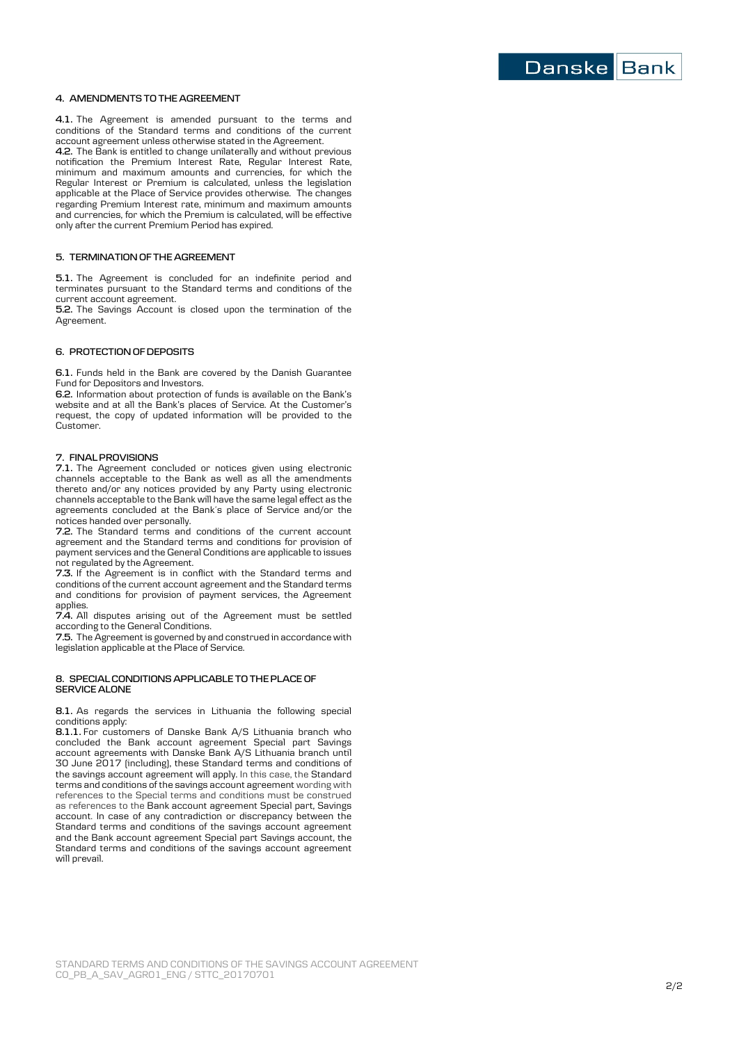## 4. AMENDMENTS TO THE AGREEMENT

**4.1.** The Agreement is amended pursuant to the terms and conditions of the Standard terms and conditions of the current account agreement unless otherwise stated in the Agreement.

**4.2.** The Bank is entitled to change unilaterally and without previous notification the Premium Interest Rate, Regular Interest Rate, minimum and maximum amounts and currencies, for which the Regular Interest or Premium is calculated, unless the legislation applicable at the Place of Service provides otherwise. The changes regarding Premium Interest rate, minimum and maximum amounts and currencies, for which the Premium is calculated, will be effective only after the current Premium Period has expired.

## 5. TERMINATION OF THE AGREEMENT

**5.1.** The Agreement is concluded for an indefinite period and terminates pursuant to the Standard terms and conditions of the current account agreement.

**5.2.** The Savings Account is closed upon the termination of the Agreement.

## 6. PROTECTION OF DEPOSITS

**6.1.** Funds held in the Bank are covered by the Danish Guarantee Fund for Depositors and Investors.

**6.2.** Information about protection of funds is available on the Bank's website and at all the Bank's places of Service. At the Customer's request, the copy of updated information will be provided to the Customer.

## 7. FINAL PROVISIONS

**7.1.** The Agreement concluded or notices given using electronic channels acceptable to the Bank as well as all the amendments thereto and/or any notices provided by any Party using electronic channels acceptable to the Bank will have the same legal effect as the agreements concluded at the Bank´s place of Service and/or the notices handed over personally.

**7.2.** The Standard terms and conditions of the current account agreement and the Standard terms and conditions for provision of payment services and the General Conditions are applicable to issues not regulated by the Agreement.

**7.3.** If the Agreement is in conflict with the Standard terms and conditions of the current account agreement and the Standard terms and conditions for provision of payment services, the Agreement applies.

**7.4.** All disputes arising out of the Agreement must be settled according to the General Conditions.

**7.5.** The Agreement is governed by and construed in accordance with legislation applicable at the Place of Service.

## 8. SPECIAL CONDITIONS APPLICABLE TO THE PLACE OF SERVICE ALONE

**8.1.** As regards the services in Lithuania the following special conditions apply:

**8.1.1.** For customers of Danske Bank A/S Lithuania branch who concluded the Bank account agreement Special part Savings account agreements with Danske Bank A/S Lithuania branch until 30 June 2017 (including), these Standard terms and conditions of the savings account agreement will apply. In this case, the Standard terms and conditions of the savings account agreement wording with references to the Special terms and conditions must be construed as references to the Bank account agreement Special part, Savings account. In case of any contradiction or discrepancy between the Standard terms and conditions of the savings account agreement and the Bank account agreement Special part Savings account, the Standard terms and conditions of the savings account agreement will prevail.